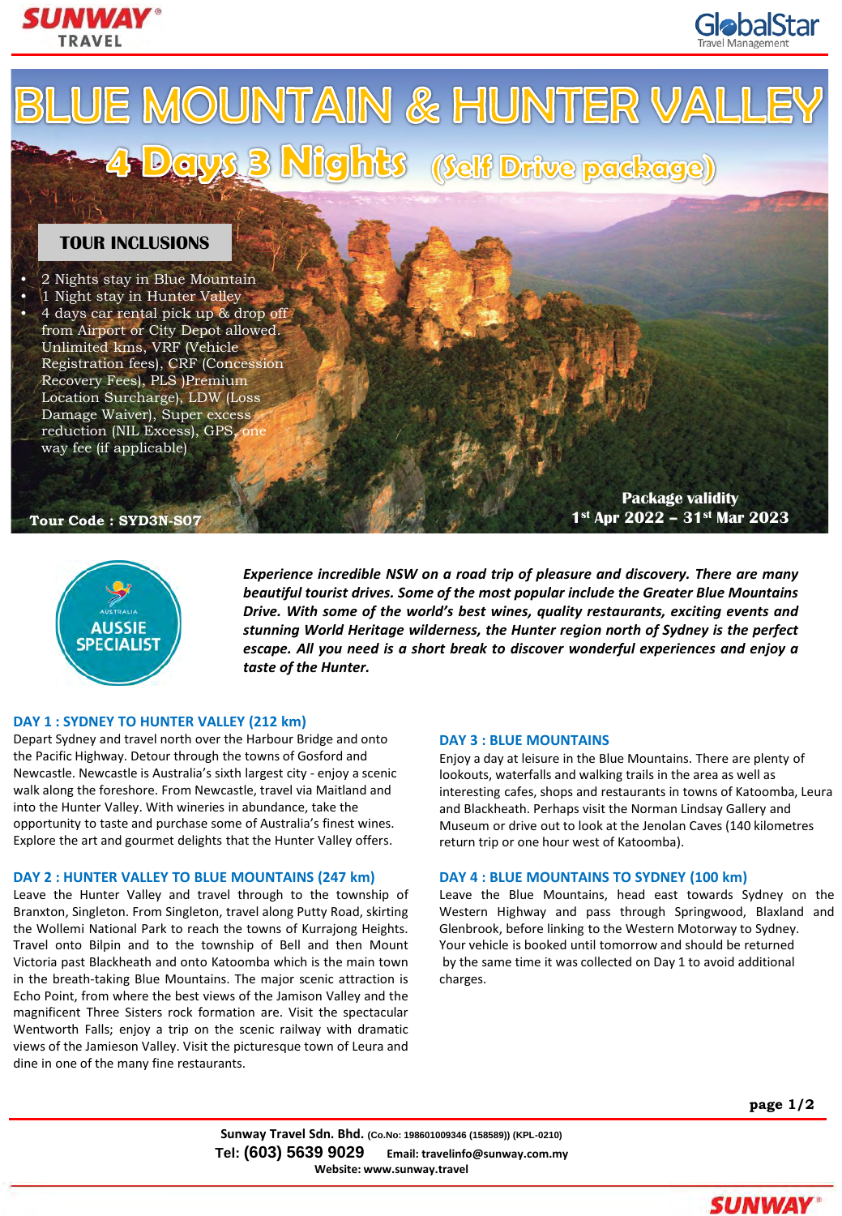# BLUE MOUNTAIN & HUNTER VALLEY

## 4 Days 3 Nights (Self Drive package)

### TOUR INCLUSIONS

- 2 Nights stay in Blue Mountain
- 1 Night stay in Hunter Valley
- 4 days car rental pick up & drop off from Airport or City Depot allowed. Unlimited kms, VRF (Vehicle Registration fees), CRF (Concession Recovery Fees), PLS )Premium Location Surcharge), LDW (Loss Damage Waiver), Super excess reduction (NIL Excess), GPS, one way fee (if applicable)

**Tour Code : SYD3N-S07**

**Package validity**
**1st Apr 2022 – 31st Mar 2023**

AUSTRALIA
AUSSIE SPECIALIST

***Experience incredible NSW on a road trip of pleasure and discovery. There are many beautiful tourist drives. Some of the most popular include the Greater Blue Mountains Drive. With some of the world's best wines, quality restaurants, exciting events and stunning World Heritage wilderness, the Hunter region north of Sydney is the perfect escape. All you need is a short break to discover wonderful experiences and enjoy a taste of the Hunter.***

### DAY 1 : SYDNEY TO HUNTER VALLEY (212 km)

Depart Sydney and travel north over the Harbour Bridge and onto the Pacific Highway. Detour through the towns of Gosford and Newcastle. Newcastle is Australia's sixth largest city - enjoy a scenic walk along the foreshore. From Newcastle, travel via Maitland and into the Hunter Valley. With wineries in abundance, take the opportunity to taste and purchase some of Australia's finest wines. Explore the art and gourmet delights that the Hunter Valley offers.

### DAY 2 : HUNTER VALLEY TO BLUE MOUNTAINS (247 km)

Leave the Hunter Valley and travel through to the township of Branxton, Singleton. From Singleton, travel along Putty Road, skirting the Wollemi National Park to reach the towns of Kurrajong Heights. Travel onto Bilpin and to the township of Bell and then Mount Victoria past Blackheath and onto Katoomba which is the main town in the breath-taking Blue Mountains. The major scenic attraction is Echo Point, from where the best views of the Jamison Valley and the magnificent Three Sisters rock formation are. Visit the spectacular Wentworth Falls; enjoy a trip on the scenic railway with dramatic views of the Jamieson Valley. Visit the picturesque town of Leura and dine in one of the many fine restaurants.

### DAY 3 : BLUE MOUNTAINS

Enjoy a day at leisure in the Blue Mountains. There are plenty of lookouts, waterfalls and walking trails in the area as well as interesting cafes, shops and restaurants in towns of Katoomba, Leura and Blackheath. Perhaps visit the Norman Lindsay Gallery and Museum or drive out to look at the Jenolan Caves (140 kilometres return trip or one hour west of Katoomba).

### DAY 4 : BLUE MOUNTAINS TO SYDNEY (100 km)

Leave the Blue Mountains, head east towards Sydney on the Western Highway and pass through Springwood, Blaxland and Glenbrook, before linking to the Western Motorway to Sydney. Your vehicle is booked until tomorrow and should be returned by the same time it was collected on Day 1 to avoid additional charges.

Sunway Travel Sdn. Bhd. (Co.No: 198601009346 (158589)) (KPL-0210)
Tel: (603) 5639 9029 Email: travelinfo@sunway.com.my
Website: www.sunway.travel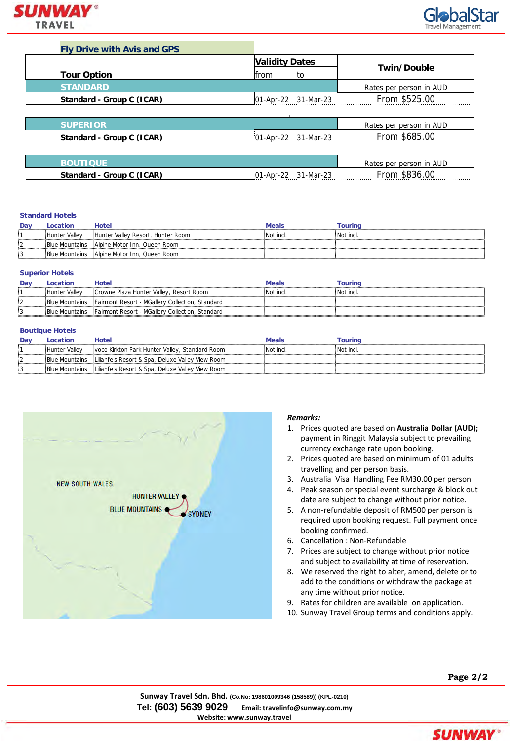## Fly Drive with Avis and GPS

| Tour Option | Validity Dates from | to | Twin/Double |
|---|---|---|---|
| **STANDARD** | | | Rates per person in AUD |
| **Standard - Group C (ICAR)** | 01-Apr-22 | 31-Mar-23 | From $525.00 |
| **SUPERIOR** | | | Rates per person in AUD |
| **Standard - Group C (ICAR)** | 01-Apr-22 | 31-Mar-23 | From $685.00 |
| **BOUTIQUE** | | | Rates per person in AUD |
| **Standard - Group C (ICAR)** | 01-Apr-22 | 31-Mar-23 | From $836.00 |

### Standard Hotels

| Day | Location | Hotel | Meals | Touring |
|---|---|---|---|---|
| 1 | Hunter Valley | Hunter Valley Resort, Hunter Room | Not incl. | Not incl. |
| 2 | Blue Mountains | Alpine Motor Inn, Queen Room | | |
| 3 | Blue Mountains | Alpine Motor Inn, Queen Room | | |

### Superior Hotels

| Day | Location | Hotel | Meals | Touring |
|---|---|---|---|---|
| 1 | Hunter Valley | Crowne Plaza Hunter Valley, Resort Room | Not incl. | Not incl. |
| 2 | Blue Mountains | Fairmont Resort - MGallery Collection, Standard | | |
| 3 | Blue Mountains | Fairmont Resort - MGallery Collection, Standard | | |

### Boutique Hotels

| Day | Location | Hotel | Meals | Touring |
|---|---|---|---|---|
| 1 | Hunter Valley | voco Kirkton Park Hunter Valley, Standard Room | Not incl. | Not incl. |
| 2 | Blue Mountains | Lilianfels Resort & Spa, Deluxe Valley View Room | | |
| 3 | Blue Mountains | Lilianfels Resort & Spa, Deluxe Valley View Room | | |

NEW SOUTH WALES
HUNTER VALLEY
BLUE MOUNTAINS
SYDNEY

***Remarks:***

1. Prices quoted are based on **Australia Dollar (AUD);** payment in Ringgit Malaysia subject to prevailing currency exchange rate upon booking.
2. Prices quoted are based on minimum of 01 adults travelling and per person basis.
3. Australia Visa Handling Fee RM30.00 per person
4. Peak season or special event surcharge & block out date are subject to change without prior notice.
5. A non-refundable deposit of RM500 per person is required upon booking request. Full payment once booking confirmed.
6. Cancellation : Non-Refundable
7. Prices are subject to change without prior notice and subject to availability at time of reservation.
8. We reserved the right to alter, amend, delete or to add to the conditions or withdraw the package at any time without prior notice.
9. Rates for children are available on application.
10. Sunway Travel Group terms and conditions apply.

**Sunway Travel Sdn. Bhd.** (Co.No: 198601009346 (158589)) (KPL-0210)
Tel: (603) 5639 9029 Email: travelinfo@sunway.com.my
Website: www.sunway.travel